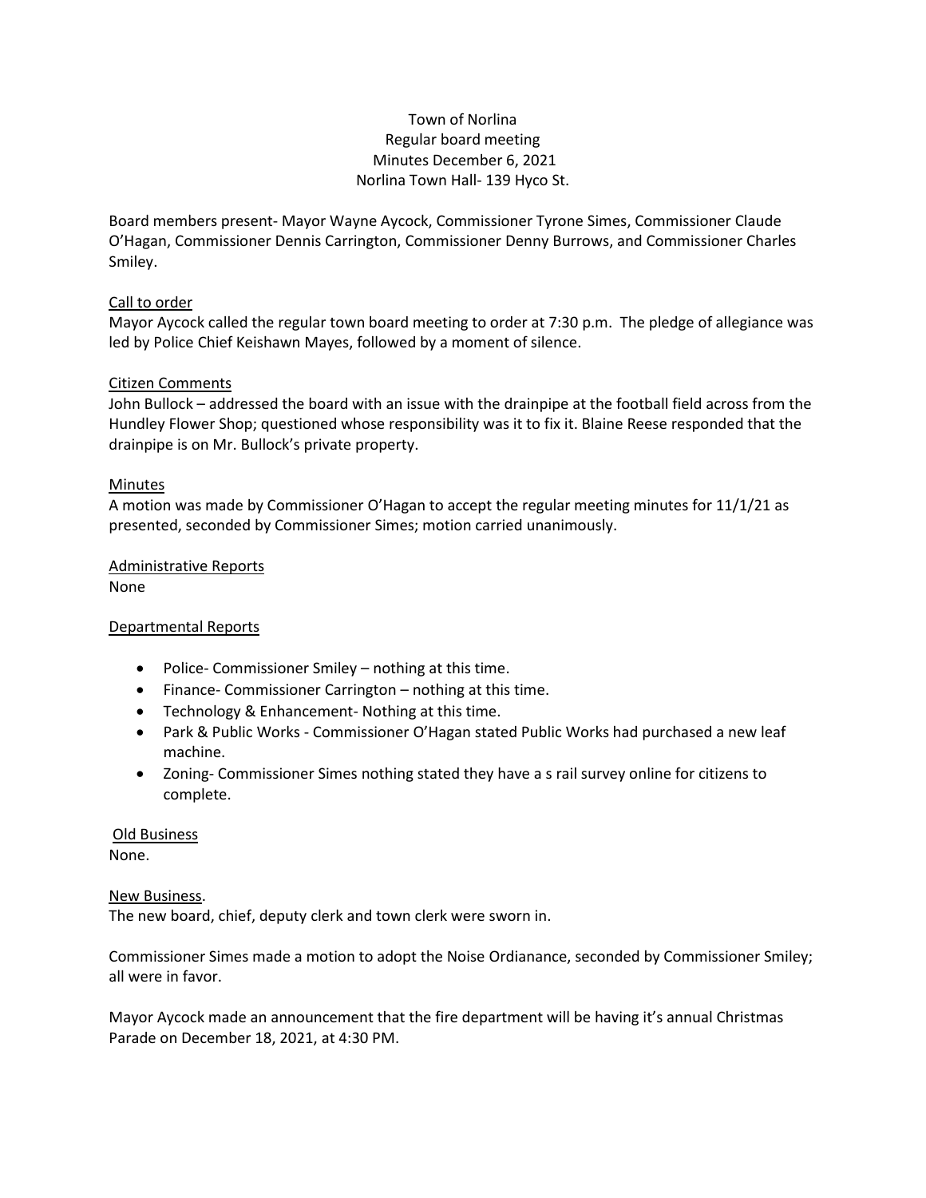# Town of Norlina
## Regular board meeting
## Minutes December 6, 2021
## Norlina Town Hall- 139 Hyco St.

Board members present- Mayor Wayne Aycock, Commissioner Tyrone Simes, Commissioner Claude O'Hagan, Commissioner Dennis Carrington, Commissioner Denny Burrows, and Commissioner Charles Smiley.

### Call to order

Mayor Aycock called the regular town board meeting to order at 7:30 p.m. The pledge of allegiance was led by Police Chief Keishawn Mayes, followed by a moment of silence.

### Citizen Comments

John Bullock – addressed the board with an issue with the drainpipe at the football field across from the Hundley Flower Shop; questioned whose responsibility was it to fix it. Blaine Reese responded that the drainpipe is on Mr. Bullock's private property.

### Minutes

A motion was made by Commissioner O'Hagan to accept the regular meeting minutes for 11/1/21 as presented, seconded by Commissioner Simes; motion carried unanimously.

### Administrative Reports

None

### Departmental Reports

- Police- Commissioner Smiley – nothing at this time.
- Finance- Commissioner Carrington – nothing at this time.
- Technology & Enhancement- Nothing at this time.
- Park & Public Works - Commissioner O'Hagan stated Public Works had purchased a new leaf machine.
- Zoning- Commissioner Simes nothing stated they have a s rail survey online for citizens to complete.

### Old Business

None.

### New Business.

The new board, chief, deputy clerk and town clerk were sworn in.

Commissioner Simes made a motion to adopt the Noise Ordianance, seconded by Commissioner Smiley; all were in favor.

Mayor Aycock made an announcement that the fire department will be having it's annual Christmas Parade on December 18, 2021, at 4:30 PM.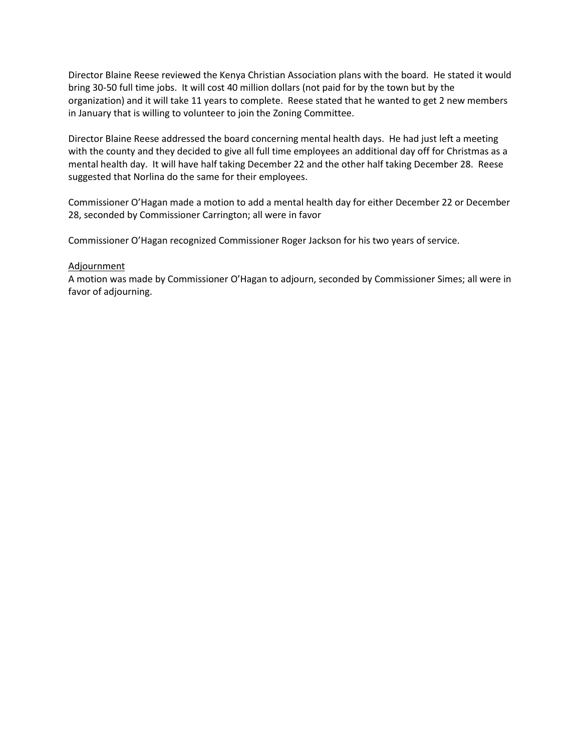Director Blaine Reese reviewed the Kenya Christian Association plans with the board. He stated it would bring 30-50 full time jobs. It will cost 40 million dollars (not paid for by the town but by the organization) and it will take 11 years to complete. Reese stated that he wanted to get 2 new members in January that is willing to volunteer to join the Zoning Committee.

Director Blaine Reese addressed the board concerning mental health days. He had just left a meeting with the county and they decided to give all full time employees an additional day off for Christmas as a mental health day. It will have half taking December 22 and the other half taking December 28. Reese suggested that Norlina do the same for their employees.

Commissioner O'Hagan made a motion to add a mental health day for either December 22 or December 28, seconded by Commissioner Carrington; all were in favor

Commissioner O'Hagan recognized Commissioner Roger Jackson for his two years of service.

<u>Adjournment</u>

A motion was made by Commissioner O'Hagan to adjourn, seconded by Commissioner Simes; all were in favor of adjourning.